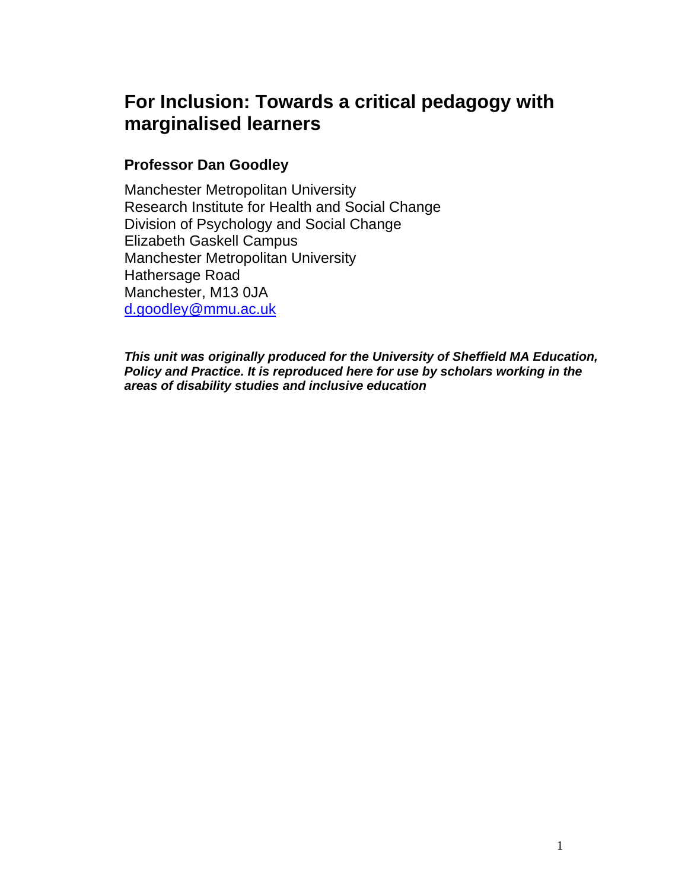# For Inclusion: Towards a critical pedagogy with marginalised learners

**Professor Dan Goodley**

Manchester Metropolitan University
Research Institute for Health and Social Change
Division of Psychology and Social Change
Elizabeth Gaskell Campus
Manchester Metropolitan University
Hathersage Road
Manchester, M13 0JA
d.goodley@mmu.ac.uk

***This unit was originally produced for the University of Sheffield MA Education, Policy and Practice. It is reproduced here for use by scholars working in the areas of disability studies and inclusive education***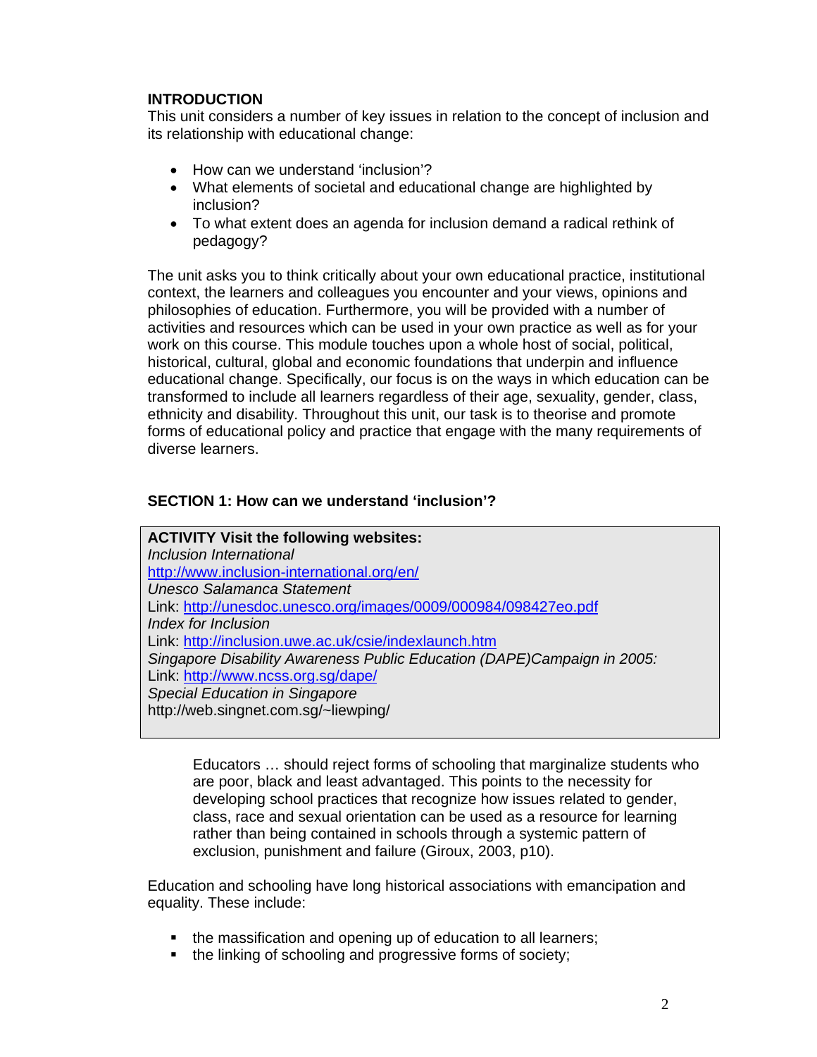## INTRODUCTION

This unit considers a number of key issues in relation to the concept of inclusion and its relationship with educational change:

- How can we understand 'inclusion'?
- What elements of societal and educational change are highlighted by inclusion?
- To what extent does an agenda for inclusion demand a radical rethink of pedagogy?

The unit asks you to think critically about your own educational practice, institutional context, the learners and colleagues you encounter and your views, opinions and philosophies of education. Furthermore, you will be provided with a number of activities and resources which can be used in your own practice as well as for your work on this course. This module touches upon a whole host of social, political, historical, cultural, global and economic foundations that underpin and influence educational change. Specifically, our focus is on the ways in which education can be transformed to include all learners regardless of their age, sexuality, gender, class, ethnicity and disability. Throughout this unit, our task is to theorise and promote forms of educational policy and practice that engage with the many requirements of diverse learners.

## SECTION 1: How can we understand 'inclusion'?

> **ACTIVITY Visit the following websites:**
> *Inclusion International*
> http://www.inclusion-international.org/en/
> *Unesco Salamanca Statement*
> Link: http://unesdoc.unesco.org/images/0009/000984/098427eo.pdf
> *Index for Inclusion*
> Link: http://inclusion.uwe.ac.uk/csie/indexlaunch.htm
> *Singapore Disability Awareness Public Education (DAPE)Campaign in 2005:*
> Link: http://www.ncss.org.sg/dape/
> *Special Education in Singapore*
> http://web.singnet.com.sg/~liewping/

> Educators … should reject forms of schooling that marginalize students who are poor, black and least advantaged. This points to the necessity for developing school practices that recognize how issues related to gender, class, race and sexual orientation can be used as a resource for learning rather than being contained in schools through a systemic pattern of exclusion, punishment and failure (Giroux, 2003, p10).

Education and schooling have long historical associations with emancipation and equality. These include:

- the massification and opening up of education to all learners;
- the linking of schooling and progressive forms of society;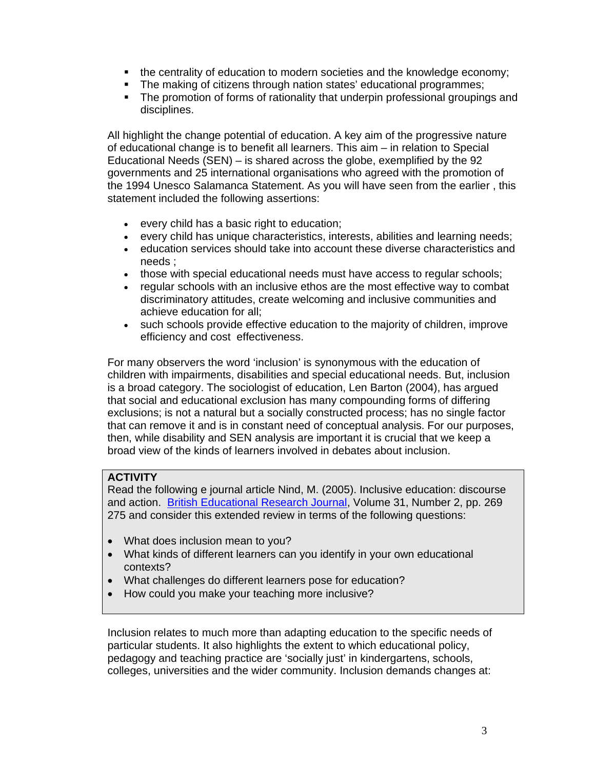- the centrality of education to modern societies and the knowledge economy;
- The making of citizens through nation states' educational programmes;
- The promotion of forms of rationality that underpin professional groupings and disciplines.

All highlight the change potential of education. A key aim of the progressive nature of educational change is to benefit all learners. This aim – in relation to Special Educational Needs (SEN) – is shared across the globe, exemplified by the 92 governments and 25 international organisations who agreed with the promotion of the 1994 Unesco Salamanca Statement. As you will have seen from the earlier , this statement included the following assertions:

- every child has a basic right to education;
- every child has unique characteristics, interests, abilities and learning needs;
- education services should take into account these diverse characteristics and needs ;
- those with special educational needs must have access to regular schools;
- regular schools with an inclusive ethos are the most effective way to combat discriminatory attitudes, create welcoming and inclusive communities and achieve education for all;
- such schools provide effective education to the majority of children, improve efficiency and cost effectiveness.

For many observers the word 'inclusion' is synonymous with the education of children with impairments, disabilities and special educational needs. But, inclusion is a broad category. The sociologist of education, Len Barton (2004), has argued that social and educational exclusion has many compounding forms of differing exclusions; is not a natural but a socially constructed process; has no single factor that can remove it and is in constant need of conceptual analysis. For our purposes, then, while disability and SEN analysis are important it is crucial that we keep a broad view of the kinds of learners involved in debates about inclusion.

**ACTIVITY**

Read the following e journal article Nind, M. (2005). Inclusive education: discourse and action. British Educational Research Journal, Volume 31, Number 2, pp. 269 275 and consider this extended review in terms of the following questions:

- What does inclusion mean to you?
- What kinds of different learners can you identify in your own educational contexts?
- What challenges do different learners pose for education?
- How could you make your teaching more inclusive?

Inclusion relates to much more than adapting education to the specific needs of particular students. It also highlights the extent to which educational policy, pedagogy and teaching practice are 'socially just' in kindergartens, schools, colleges, universities and the wider community. Inclusion demands changes at: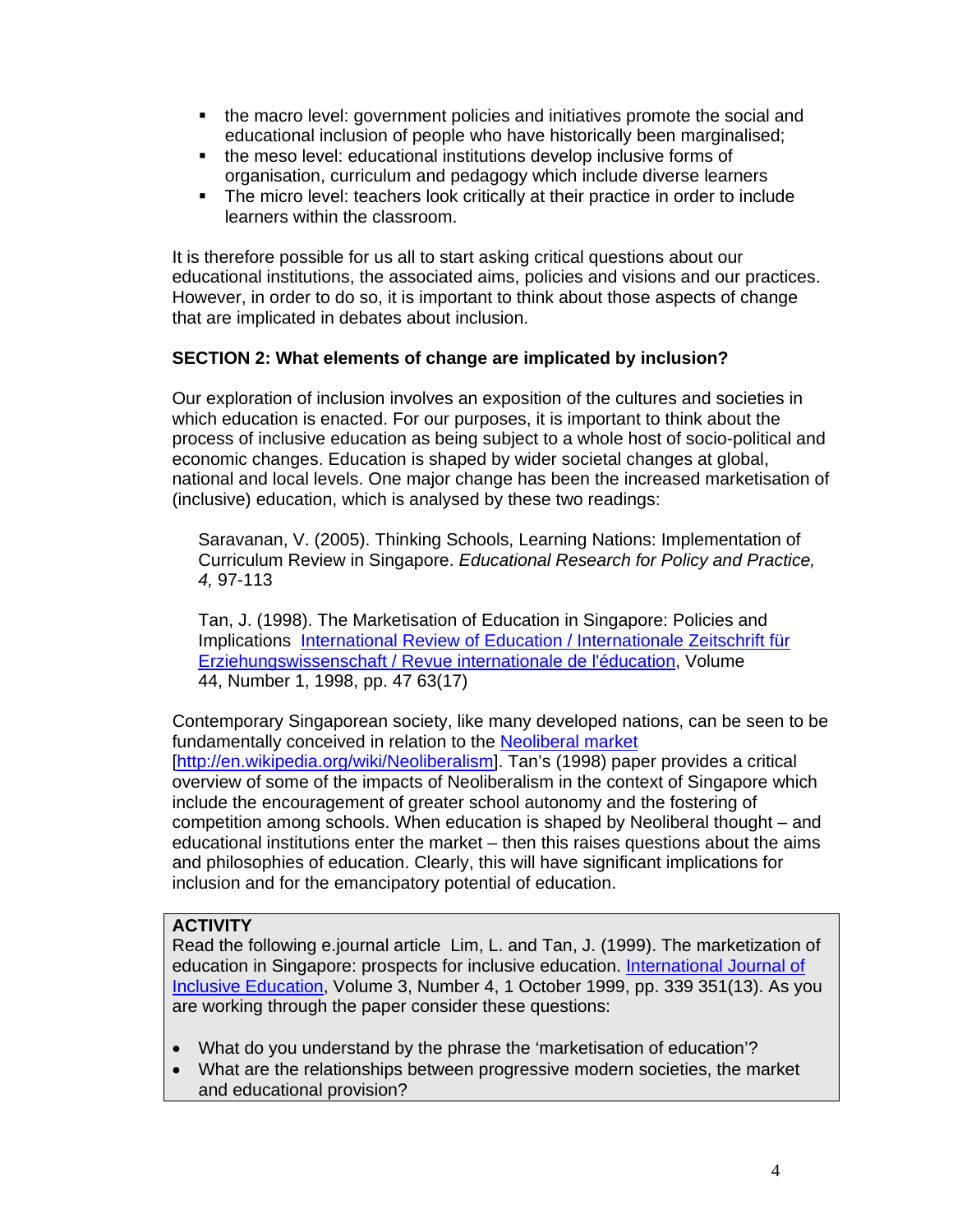- the macro level: government policies and initiatives promote the social and educational inclusion of people who have historically been marginalised;
- the meso level: educational institutions develop inclusive forms of organisation, curriculum and pedagogy which include diverse learners
- The micro level: teachers look critically at their practice in order to include learners within the classroom.

It is therefore possible for us all to start asking critical questions about our educational institutions, the associated aims, policies and visions and our practices. However, in order to do so, it is important to think about those aspects of change that are implicated in debates about inclusion.

**SECTION 2: What elements of change are implicated by inclusion?**

Our exploration of inclusion involves an exposition of the cultures and societies in which education is enacted. For our purposes, it is important to think about the process of inclusive education as being subject to a whole host of socio-political and economic changes. Education is shaped by wider societal changes at global, national and local levels. One major change has been the increased marketisation of (inclusive) education, which is analysed by these two readings:

> Saravanan, V. (2005). Thinking Schools, Learning Nations: Implementation of Curriculum Review in Singapore. *Educational Research for Policy and Practice, 4,* 97-113
>
> Tan, J. (1998). The Marketisation of Education in Singapore: Policies and Implications International Review of Education / Internationale Zeitschrift für Erziehungswissenschaft / Revue internationale de l'éducation, Volume 44, Number 1, 1998, pp. 47 63(17)

Contemporary Singaporean society, like many developed nations, can be seen to be fundamentally conceived in relation to the Neoliberal market [http://en.wikipedia.org/wiki/Neoliberalism]. Tan's (1998) paper provides a critical overview of some of the impacts of Neoliberalism in the context of Singapore which include the encouragement of greater school autonomy and the fostering of competition among schools. When education is shaped by Neoliberal thought – and educational institutions enter the market – then this raises questions about the aims and philosophies of education. Clearly, this will have significant implications for inclusion and for the emancipatory potential of education.

**ACTIVITY**

Read the following e.journal article Lim, L. and Tan, J. (1999). The marketization of education in Singapore: prospects for inclusive education. International Journal of Inclusive Education, Volume 3, Number 4, 1 October 1999, pp. 339 351(13). As you are working through the paper consider these questions:

- What do you understand by the phrase the 'marketisation of education'?
- What are the relationships between progressive modern societies, the market and educational provision?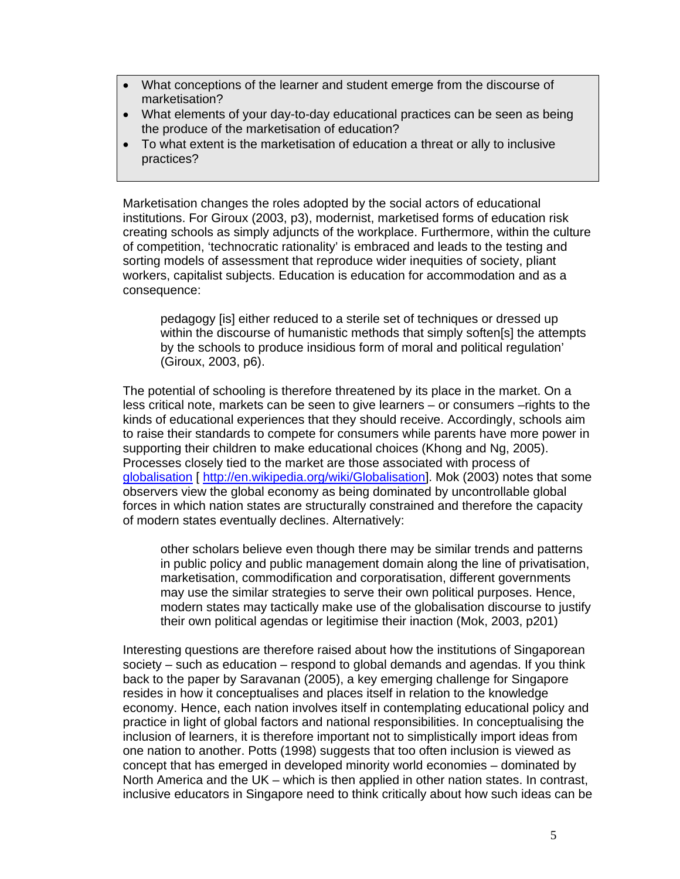- What conceptions of the learner and student emerge from the discourse of marketisation?
- What elements of your day-to-day educational practices can be seen as being the produce of the marketisation of education?
- To what extent is the marketisation of education a threat or ally to inclusive practices?

Marketisation changes the roles adopted by the social actors of educational institutions. For Giroux (2003, p3), modernist, marketised forms of education risk creating schools as simply adjuncts of the workplace. Furthermore, within the culture of competition, 'technocratic rationality' is embraced and leads to the testing and sorting models of assessment that reproduce wider inequities of society, pliant workers, capitalist subjects. Education is education for accommodation and as a consequence:

> pedagogy [is] either reduced to a sterile set of techniques or dressed up within the discourse of humanistic methods that simply soften[s] the attempts by the schools to produce insidious form of moral and political regulation' (Giroux, 2003, p6).

The potential of schooling is therefore threatened by its place in the market. On a less critical note, markets can be seen to give learners – or consumers –rights to the kinds of educational experiences that they should receive. Accordingly, schools aim to raise their standards to compete for consumers while parents have more power in supporting their children to make educational choices (Khong and Ng, 2005). Processes closely tied to the market are those associated with process of [globalisation](http://en.wikipedia.org/wiki/Globalisation) [ [http://en.wikipedia.org/wiki/Globalisation](http://en.wikipedia.org/wiki/Globalisation)]. Mok (2003) notes that some observers view the global economy as being dominated by uncontrollable global forces in which nation states are structurally constrained and therefore the capacity of modern states eventually declines. Alternatively:

> other scholars believe even though there may be similar trends and patterns in public policy and public management domain along the line of privatisation, marketisation, commodification and corporatisation, different governments may use the similar strategies to serve their own political purposes. Hence, modern states may tactically make use of the globalisation discourse to justify their own political agendas or legitimise their inaction (Mok, 2003, p201)

Interesting questions are therefore raised about how the institutions of Singaporean society – such as education – respond to global demands and agendas. If you think back to the paper by Saravanan (2005), a key emerging challenge for Singapore resides in how it conceptualises and places itself in relation to the knowledge economy. Hence, each nation involves itself in contemplating educational policy and practice in light of global factors and national responsibilities. In conceptualising the inclusion of learners, it is therefore important not to simplistically import ideas from one nation to another. Potts (1998) suggests that too often inclusion is viewed as concept that has emerged in developed minority world economies – dominated by North America and the UK – which is then applied in other nation states. In contrast, inclusive educators in Singapore need to think critically about how such ideas can be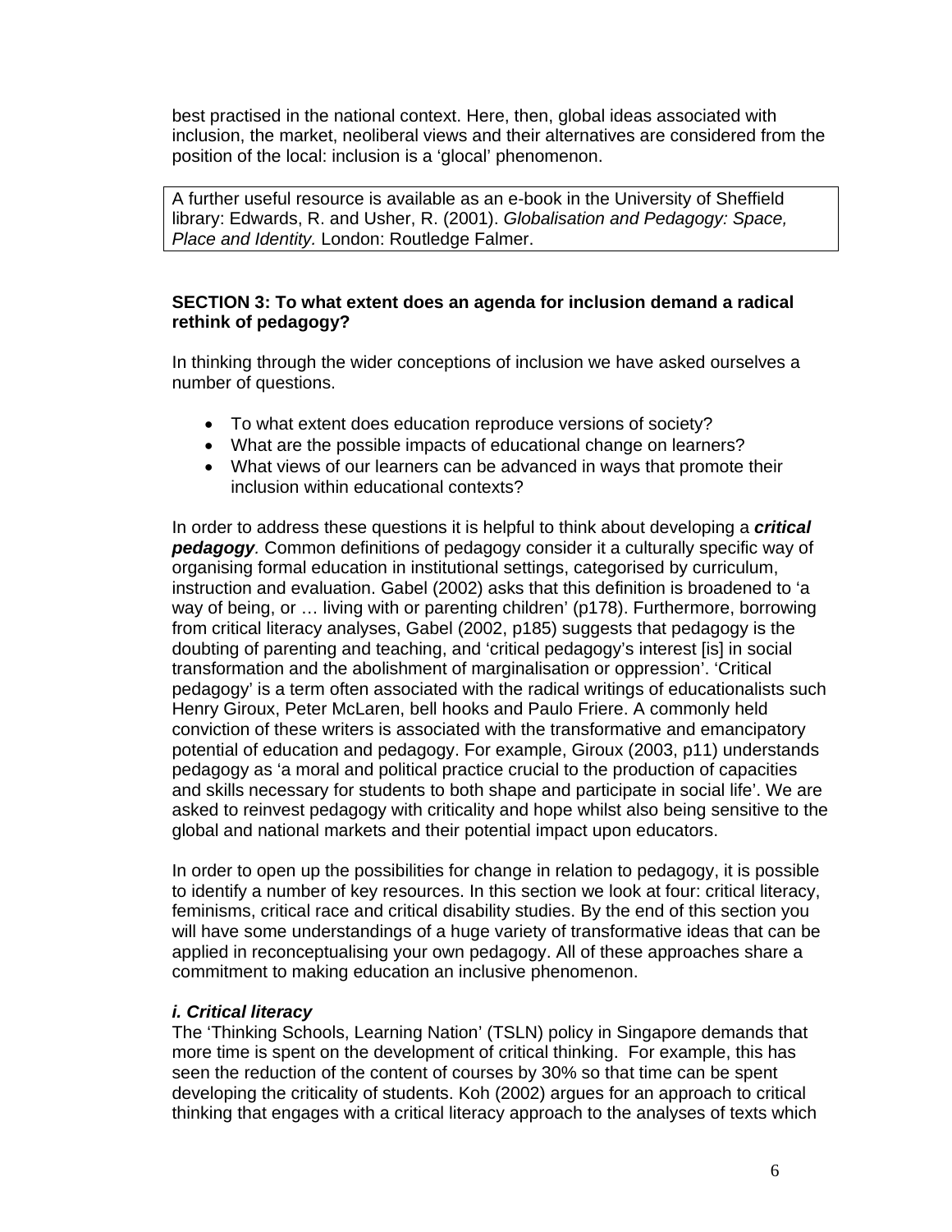best practised in the national context. Here, then, global ideas associated with inclusion, the market, neoliberal views and their alternatives are considered from the position of the local: inclusion is a 'glocal' phenomenon.

> A further useful resource is available as an e-book in the University of Sheffield library: Edwards, R. and Usher, R. (2001). *Globalisation and Pedagogy: Space, Place and Identity.* London: Routledge Falmer.

**SECTION 3: To what extent does an agenda for inclusion demand a radical rethink of pedagogy?**

In thinking through the wider conceptions of inclusion we have asked ourselves a number of questions.

- To what extent does education reproduce versions of society?
- What are the possible impacts of educational change on learners?
- What views of our learners can be advanced in ways that promote their inclusion within educational contexts?

In order to address these questions it is helpful to think about developing a ***critical pedagogy***. Common definitions of pedagogy consider it a culturally specific way of organising formal education in institutional settings, categorised by curriculum, instruction and evaluation. Gabel (2002) asks that this definition is broadened to 'a way of being, or … living with or parenting children' (p178). Furthermore, borrowing from critical literacy analyses, Gabel (2002, p185) suggests that pedagogy is the doubting of parenting and teaching, and 'critical pedagogy's interest [is] in social transformation and the abolishment of marginalisation or oppression'. 'Critical pedagogy' is a term often associated with the radical writings of educationalists such Henry Giroux, Peter McLaren, bell hooks and Paulo Friere. A commonly held conviction of these writers is associated with the transformative and emancipatory potential of education and pedagogy. For example, Giroux (2003, p11) understands pedagogy as 'a moral and political practice crucial to the production of capacities and skills necessary for students to both shape and participate in social life'. We are asked to reinvest pedagogy with criticality and hope whilst also being sensitive to the global and national markets and their potential impact upon educators.

In order to open up the possibilities for change in relation to pedagogy, it is possible to identify a number of key resources. In this section we look at four: critical literacy, feminisms, critical race and critical disability studies. By the end of this section you will have some understandings of a huge variety of transformative ideas that can be applied in reconceptualising your own pedagogy. All of these approaches share a commitment to making education an inclusive phenomenon.

***i. Critical literacy***

The 'Thinking Schools, Learning Nation' (TSLN) policy in Singapore demands that more time is spent on the development of critical thinking. For example, this has seen the reduction of the content of courses by 30% so that time can be spent developing the criticality of students. Koh (2002) argues for an approach to critical thinking that engages with a critical literacy approach to the analyses of texts which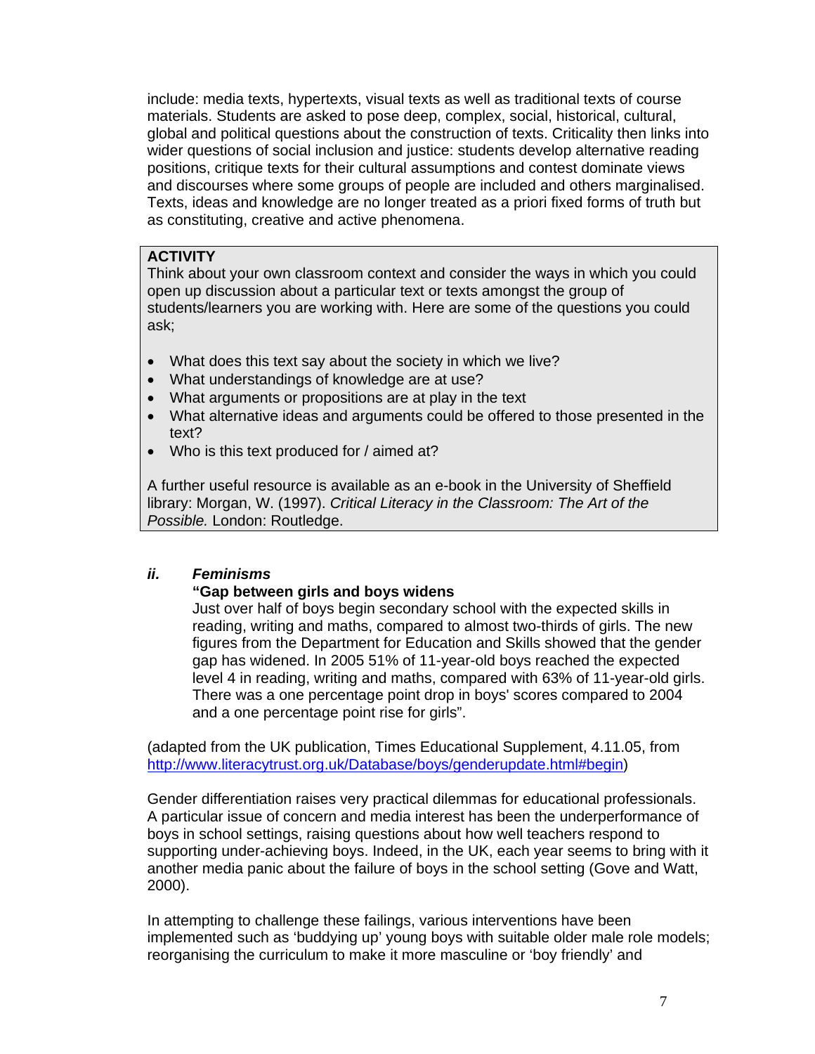include: media texts, hypertexts, visual texts as well as traditional texts of course materials. Students are asked to pose deep, complex, social, historical, cultural, global and political questions about the construction of texts. Criticality then links into wider questions of social inclusion and justice: students develop alternative reading positions, critique texts for their cultural assumptions and contest dominate views and discourses where some groups of people are included and others marginalised. Texts, ideas and knowledge are no longer treated as a priori fixed forms of truth but as constituting, creative and active phenomena.

> **ACTIVITY**
> Think about your own classroom context and consider the ways in which you could open up discussion about a particular text or texts amongst the group of students/learners you are working with. Here are some of the questions you could ask;
>
> - What does this text say about the society in which we live?
> - What understandings of knowledge are at use?
> - What arguments or propositions are at play in the text
> - What alternative ideas and arguments could be offered to those presented in the text?
> - Who is this text produced for / aimed at?
>
> A further useful resource is available as an e-book in the University of Sheffield library: Morgan, W. (1997). *Critical Literacy in the Classroom: The Art of the Possible.* London: Routledge.

### *ii. Feminisms*

**"Gap between girls and boys widens**
Just over half of boys begin secondary school with the expected skills in reading, writing and maths, compared to almost two-thirds of girls. The new figures from the Department for Education and Skills showed that the gender gap has widened. In 2005 51% of 11-year-old boys reached the expected level 4 in reading, writing and maths, compared with 63% of 11-year-old girls. There was a one percentage point drop in boys' scores compared to 2004 and a one percentage point rise for girls".

(adapted from the UK publication, Times Educational Supplement, 4.11.05, from http://www.literacytrust.org.uk/Database/boys/genderupdate.html#begin)

Gender differentiation raises very practical dilemmas for educational professionals. A particular issue of concern and media interest has been the underperformance of boys in school settings, raising questions about how well teachers respond to supporting under-achieving boys. Indeed, in the UK, each year seems to bring with it another media panic about the failure of boys in the school setting (Gove and Watt, 2000).

In attempting to challenge these failings, various interventions have been implemented such as 'buddying up' young boys with suitable older male role models; reorganising the curriculum to make it more masculine or 'boy friendly' and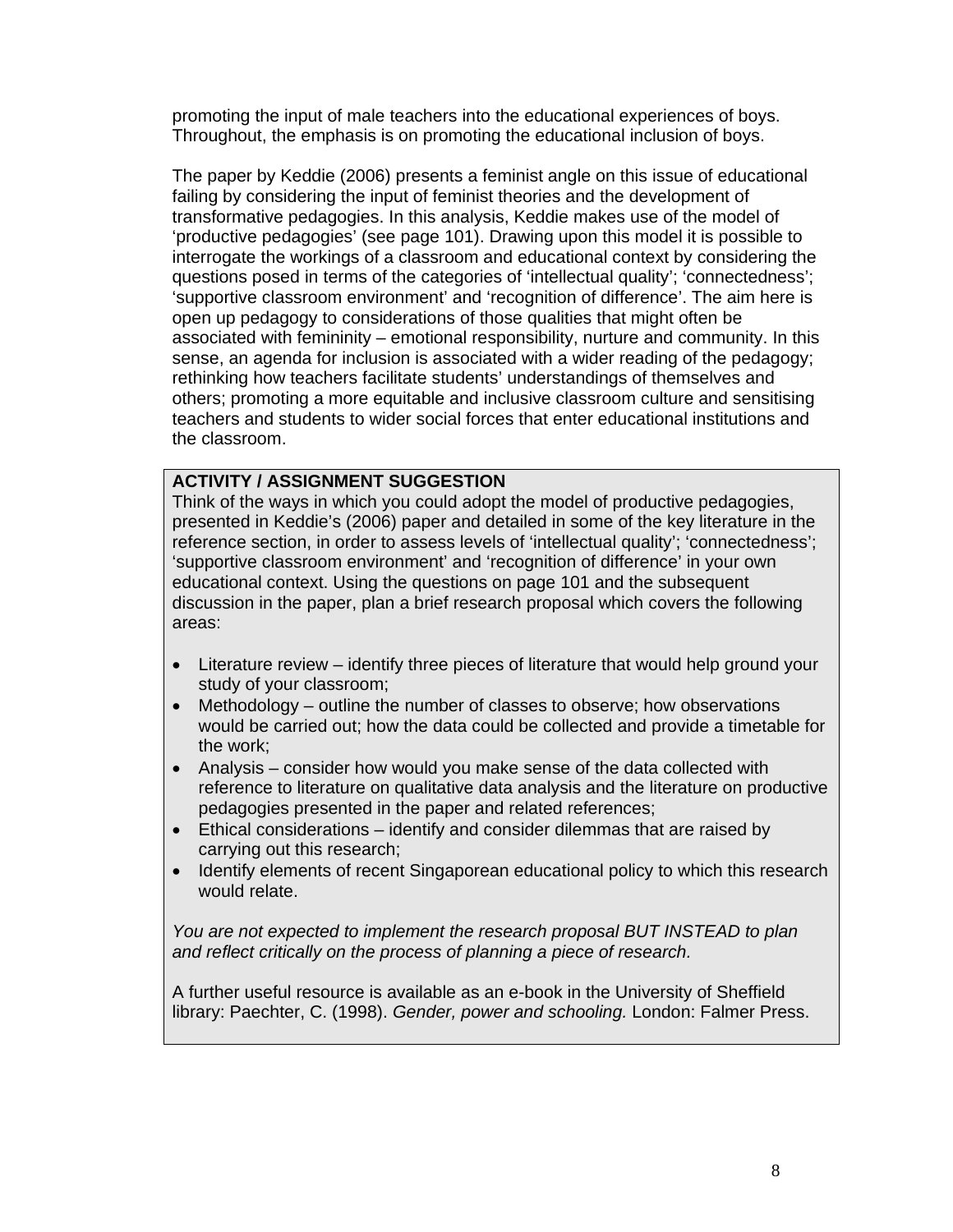promoting the input of male teachers into the educational experiences of boys. Throughout, the emphasis is on promoting the educational inclusion of boys.

The paper by Keddie (2006) presents a feminist angle on this issue of educational failing by considering the input of feminist theories and the development of transformative pedagogies. In this analysis, Keddie makes use of the model of 'productive pedagogies' (see page 101). Drawing upon this model it is possible to interrogate the workings of a classroom and educational context by considering the questions posed in terms of the categories of 'intellectual quality'; 'connectedness'; 'supportive classroom environment' and 'recognition of difference'. The aim here is open up pedagogy to considerations of those qualities that might often be associated with femininity – emotional responsibility, nurture and community. In this sense, an agenda for inclusion is associated with a wider reading of the pedagogy; rethinking how teachers facilitate students' understandings of themselves and others; promoting a more equitable and inclusive classroom culture and sensitising teachers and students to wider social forces that enter educational institutions and the classroom.

**ACTIVITY / ASSIGNMENT SUGGESTION**

Think of the ways in which you could adopt the model of productive pedagogies, presented in Keddie's (2006) paper and detailed in some of the key literature in the reference section, in order to assess levels of 'intellectual quality'; 'connectedness'; 'supportive classroom environment' and 'recognition of difference' in your own educational context. Using the questions on page 101 and the subsequent discussion in the paper, plan a brief research proposal which covers the following areas:

- Literature review – identify three pieces of literature that would help ground your study of your classroom;
- Methodology – outline the number of classes to observe; how observations would be carried out; how the data could be collected and provide a timetable for the work;
- Analysis – consider how would you make sense of the data collected with reference to literature on qualitative data analysis and the literature on productive pedagogies presented in the paper and related references;
- Ethical considerations – identify and consider dilemmas that are raised by carrying out this research;
- Identify elements of recent Singaporean educational policy to which this research would relate.

*You are not expected to implement the research proposal BUT INSTEAD to plan and reflect critically on the process of planning a piece of research.*

A further useful resource is available as an e-book in the University of Sheffield library: Paechter, C. (1998). *Gender, power and schooling.* London: Falmer Press.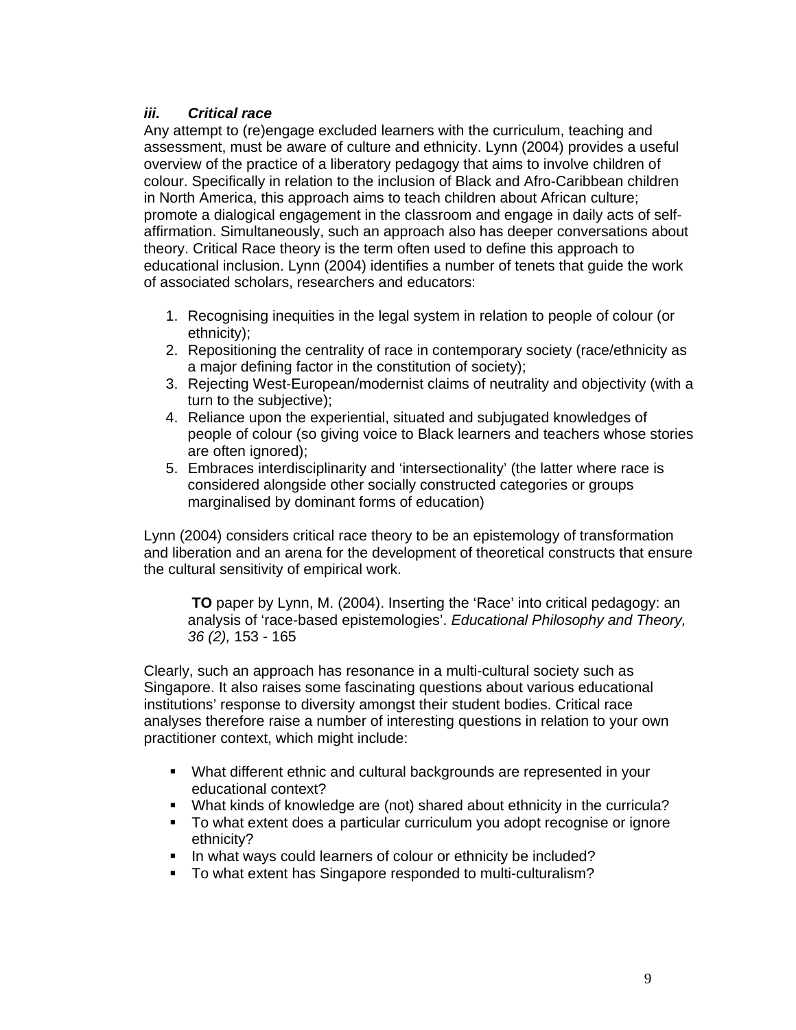### *iii. Critical race*

Any attempt to (re)engage excluded learners with the curriculum, teaching and assessment, must be aware of culture and ethnicity. Lynn (2004) provides a useful overview of the practice of a liberatory pedagogy that aims to involve children of colour. Specifically in relation to the inclusion of Black and Afro-Caribbean children in North America, this approach aims to teach children about African culture; promote a dialogical engagement in the classroom and engage in daily acts of self-affirmation. Simultaneously, such an approach also has deeper conversations about theory. Critical Race theory is the term often used to define this approach to educational inclusion. Lynn (2004) identifies a number of tenets that guide the work of associated scholars, researchers and educators:

1. Recognising inequities in the legal system in relation to people of colour (or ethnicity);
2. Repositioning the centrality of race in contemporary society (race/ethnicity as a major defining factor in the constitution of society);
3. Rejecting West-European/modernist claims of neutrality and objectivity (with a turn to the subjective);
4. Reliance upon the experiential, situated and subjugated knowledges of people of colour (so giving voice to Black learners and teachers whose stories are often ignored);
5. Embraces interdisciplinarity and 'intersectionality' (the latter where race is considered alongside other socially constructed categories or groups marginalised by dominant forms of education)

Lynn (2004) considers critical race theory to be an epistemology of transformation and liberation and an arena for the development of theoretical constructs that ensure the cultural sensitivity of empirical work.

> **TO** paper by Lynn, M. (2004). Inserting the 'Race' into critical pedagogy: an analysis of 'race-based epistemologies'. *Educational Philosophy and Theory, 36 (2),* 153 - 165

Clearly, such an approach has resonance in a multi-cultural society such as Singapore. It also raises some fascinating questions about various educational institutions' response to diversity amongst their student bodies. Critical race analyses therefore raise a number of interesting questions in relation to your own practitioner context, which might include:

- What different ethnic and cultural backgrounds are represented in your educational context?
- What kinds of knowledge are (not) shared about ethnicity in the curricula?
- To what extent does a particular curriculum you adopt recognise or ignore ethnicity?
- In what ways could learners of colour or ethnicity be included?
- To what extent has Singapore responded to multi-culturalism?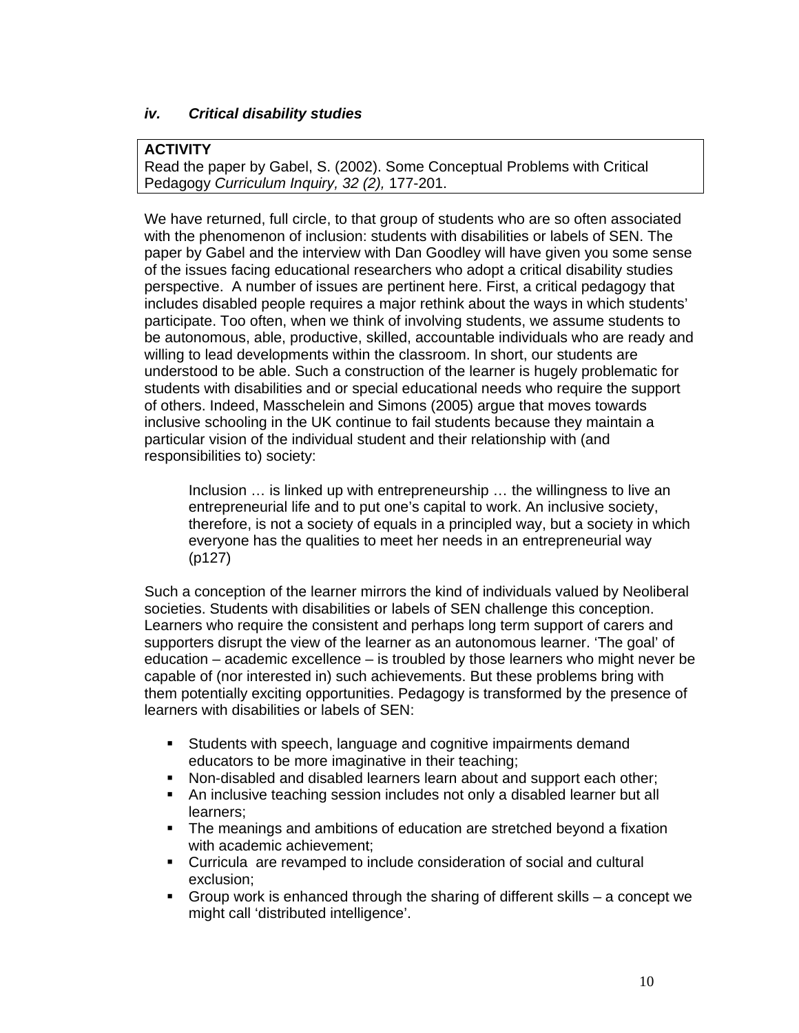### *iv. Critical disability studies*

> **ACTIVITY**
> Read the paper by Gabel, S. (2002). Some Conceptual Problems with Critical Pedagogy *Curriculum Inquiry, 32 (2),* 177-201.

We have returned, full circle, to that group of students who are so often associated with the phenomenon of inclusion: students with disabilities or labels of SEN. The paper by Gabel and the interview with Dan Goodley will have given you some sense of the issues facing educational researchers who adopt a critical disability studies perspective. A number of issues are pertinent here. First, a critical pedagogy that includes disabled people requires a major rethink about the ways in which students' participate. Too often, when we think of involving students, we assume students to be autonomous, able, productive, skilled, accountable individuals who are ready and willing to lead developments within the classroom. In short, our students are understood to be able. Such a construction of the learner is hugely problematic for students with disabilities and or special educational needs who require the support of others. Indeed, Masschelein and Simons (2005) argue that moves towards inclusive schooling in the UK continue to fail students because they maintain a particular vision of the individual student and their relationship with (and responsibilities to) society:

> Inclusion … is linked up with entrepreneurship … the willingness to live an entrepreneurial life and to put one's capital to work. An inclusive society, therefore, is not a society of equals in a principled way, but a society in which everyone has the qualities to meet her needs in an entrepreneurial way (p127)

Such a conception of the learner mirrors the kind of individuals valued by Neoliberal societies. Students with disabilities or labels of SEN challenge this conception. Learners who require the consistent and perhaps long term support of carers and supporters disrupt the view of the learner as an autonomous learner. 'The goal' of education – academic excellence – is troubled by those learners who might never be capable of (nor interested in) such achievements. But these problems bring with them potentially exciting opportunities. Pedagogy is transformed by the presence of learners with disabilities or labels of SEN:

- Students with speech, language and cognitive impairments demand educators to be more imaginative in their teaching;
- Non-disabled and disabled learners learn about and support each other;
- An inclusive teaching session includes not only a disabled learner but all learners;
- The meanings and ambitions of education are stretched beyond a fixation with academic achievement;
- Curricula are revamped to include consideration of social and cultural exclusion;
- Group work is enhanced through the sharing of different skills – a concept we might call 'distributed intelligence'.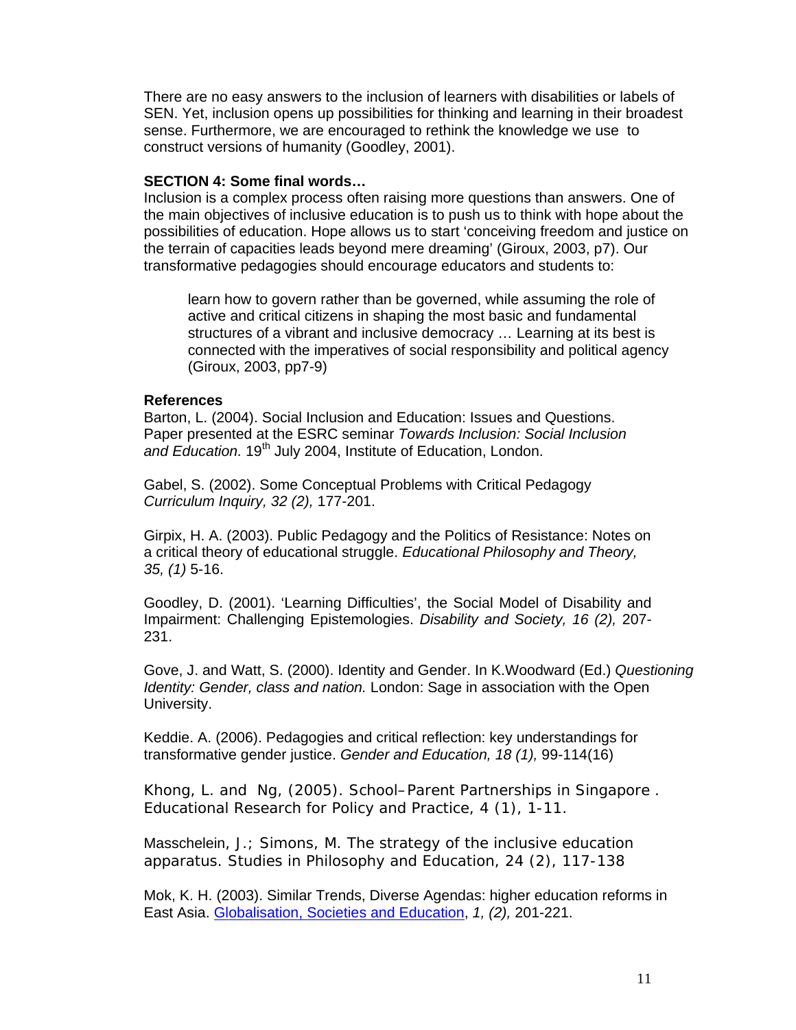There are no easy answers to the inclusion of learners with disabilities or labels of SEN. Yet, inclusion opens up possibilities for thinking and learning in their broadest sense. Furthermore, we are encouraged to rethink the knowledge we use to construct versions of humanity (Goodley, 2001).

**SECTION 4: Some final words…**

Inclusion is a complex process often raising more questions than answers. One of the main objectives of inclusive education is to push us to think with hope about the possibilities of education. Hope allows us to start 'conceiving freedom and justice on the terrain of capacities leads beyond mere dreaming' (Giroux, 2003, p7). Our transformative pedagogies should encourage educators and students to:

> learn how to govern rather than be governed, while assuming the role of active and critical citizens in shaping the most basic and fundamental structures of a vibrant and inclusive democracy … Learning at its best is connected with the imperatives of social responsibility and political agency (Giroux, 2003, pp7-9)

**References**

Barton, L. (2004). Social Inclusion and Education: Issues and Questions. Paper presented at the ESRC seminar *Towards Inclusion: Social Inclusion and Education.* 19th July 2004, Institute of Education, London.

Gabel, S. (2002). Some Conceptual Problems with Critical Pedagogy *Curriculum Inquiry, 32 (2),* 177-201.

Girpix, H. A. (2003). Public Pedagogy and the Politics of Resistance: Notes on a critical theory of educational struggle. *Educational Philosophy and Theory, 35, (1)* 5-16.

Goodley, D. (2001). 'Learning Difficulties', the Social Model of Disability and Impairment: Challenging Epistemologies. *Disability and Society, 16 (2),* 207-231.

Gove, J. and Watt, S. (2000). Identity and Gender. In K.Woodward (Ed.) *Questioning Identity: Gender, class and nation.* London: Sage in association with the Open University.

Keddie. A. (2006). Pedagogies and critical reflection: key understandings for transformative gender justice. *Gender and Education, 18 (1),* 99-114(16)

Khong, L. and Ng, (2005). School–Parent Partnerships in Singapore . Educational Research for Policy and Practice, 4 (1), 1-11.

Masschelein, J.; Simons, M. The strategy of the inclusive education apparatus. Studies in Philosophy and Education, 24 (2), 117-138

Mok, K. H. (2003). Similar Trends, Diverse Agendas: higher education reforms in East Asia. Globalisation, Societies and Education, *1, (2),* 201-221.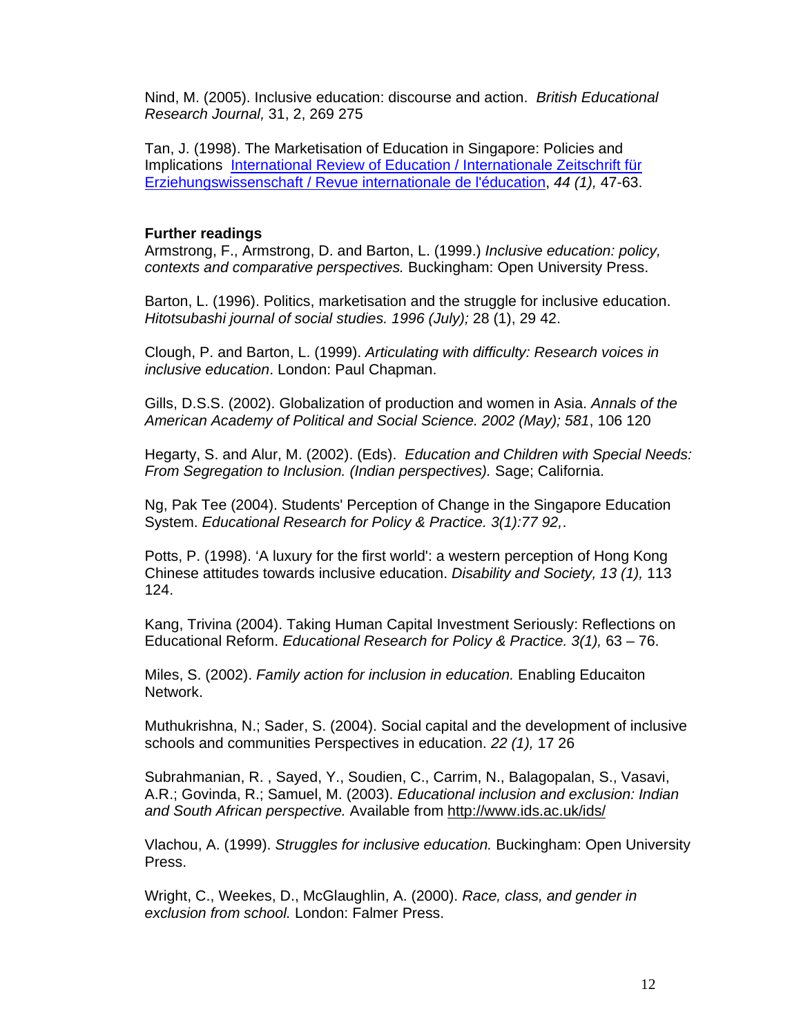Nind, M. (2005). Inclusive education: discourse and action. *British Educational Research Journal,* 31, 2, 269 275

Tan, J. (1998). The Marketisation of Education in Singapore: Policies and Implications [International Review of Education / Internationale Zeitschrift für Erziehungswissenschaft / Revue internationale de l'éducation](), *44 (1),* 47-63.

**Further readings**

Armstrong, F., Armstrong, D. and Barton, L. (1999.) *Inclusive education: policy, contexts and comparative perspectives.* Buckingham: Open University Press.

Barton, L. (1996). Politics, marketisation and the struggle for inclusive education. *Hitotsubashi journal of social studies. 1996 (July);* 28 (1), 29 42.

Clough, P. and Barton, L. (1999). *Articulating with difficulty: Research voices in inclusive education*. London: Paul Chapman.

Gills, D.S.S. (2002). Globalization of production and women in Asia. *Annals of the American Academy of Political and Social Science. 2002 (May); 581*, 106 120

Hegarty, S. and Alur, M. (2002). (Eds). *Education and Children with Special Needs: From Segregation to Inclusion. (Indian perspectives).* Sage; California.

Ng, Pak Tee (2004). Students' Perception of Change in the Singapore Education System. *Educational Research for Policy & Practice. 3(1):77 92,*.

Potts, P. (1998). 'A luxury for the first world': a western perception of Hong Kong Chinese attitudes towards inclusive education. *Disability and Society, 13 (1),* 113 124.

Kang, Trivina (2004). Taking Human Capital Investment Seriously: Reflections on Educational Reform. *Educational Research for Policy & Practice. 3(1),* 63 – 76.

Miles, S. (2002). *Family action for inclusion in education.* Enabling Educaiton Network.

Muthukrishna, N.; Sader, S. (2004). Social capital and the development of inclusive schools and communities Perspectives in education. *22 (1),* 17 26

Subrahmanian, R. , Sayed, Y., Soudien, C., Carrim, N., Balagopalan, S., Vasavi, A.R.; Govinda, R.; Samuel, M. (2003). *Educational inclusion and exclusion: Indian and South African perspective.* Available from http://www.ids.ac.uk/ids/

Vlachou, A. (1999). *Struggles for inclusive education.* Buckingham: Open University Press.

Wright, C., Weekes, D., McGlaughlin, A. (2000). *Race, class, and gender in exclusion from school.* London: Falmer Press.